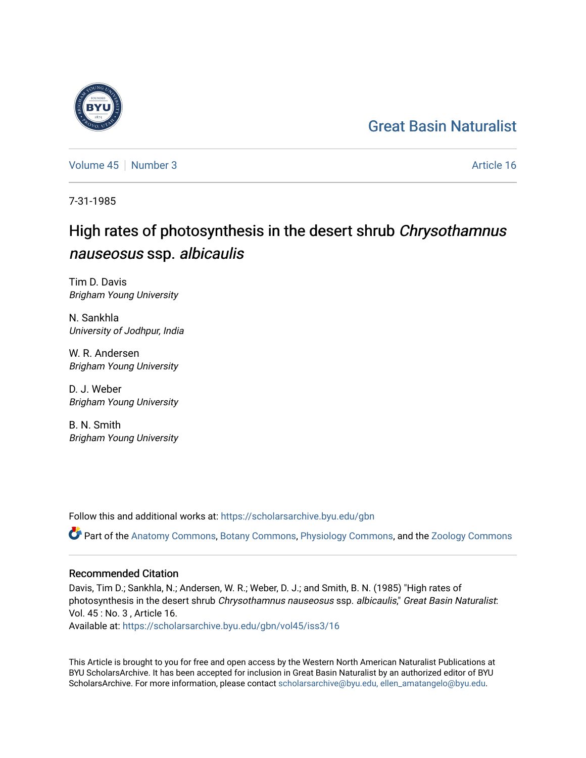Great Basin Naturalist

Volume 45 | Number 3 | Article 16

7-31-1985

# High rates of photosynthesis in the desert shrub *Chrysothamnus nauseosus* ssp. *albicaulis*

Tim D. Davis
*Brigham Young University*

N. Sankhla
*University of Jodhpur, India*

W. R. Andersen
*Brigham Young University*

D. J. Weber
*Brigham Young University*

B. N. Smith
*Brigham Young University*

Follow this and additional works at: https://scholarsarchive.byu.edu/gbn

Part of the Anatomy Commons, Botany Commons, Physiology Commons, and the Zoology Commons

## Recommended Citation

Davis, Tim D.; Sankhla, N.; Andersen, W. R.; Weber, D. J.; and Smith, B. N. (1985) "High rates of photosynthesis in the desert shrub *Chrysothamnus nauseosus* ssp. *albicaulis*," *Great Basin Naturalist*: Vol. 45 : No. 3 , Article 16.
Available at: https://scholarsarchive.byu.edu/gbn/vol45/iss3/16

This Article is brought to you for free and open access by the Western North American Naturalist Publications at BYU ScholarsArchive. It has been accepted for inclusion in Great Basin Naturalist by an authorized editor of BYU ScholarsArchive. For more information, please contact scholarsarchive@byu.edu, ellen_amatangelo@byu.edu.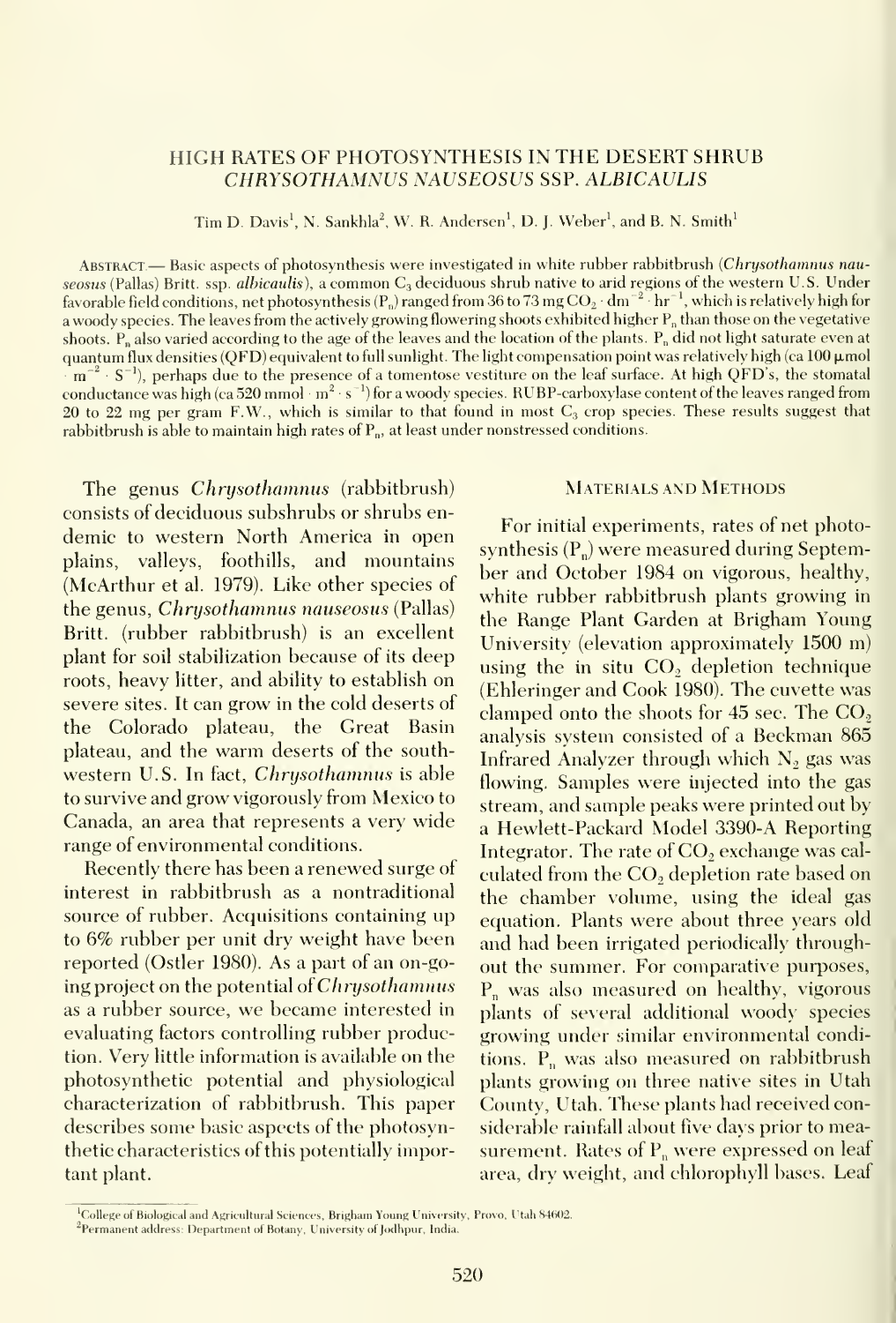# HIGH RATES OF PHOTOSYNTHESIS IN THE DESERT SHRUB *CHRYSOTHAMNUS NAUSEOSUS* SSP. *ALBICAULIS*

Tim D. Davis[1], N. Sankhla[2], W. R. Andersen[1], D. J. Weber[1], and B. N. Smith[1]

Abstract.— Basic aspects of photosynthesis were investigated in white rubber rabbitbrush (*Chrysothamnus nauseosus* (Pallas) Britt. ssp. *albicaulis*), a common $C_3$ deciduous shrub native to arid regions of the western U.S. Under favorable field conditions, net photosynthesis ($P_n$) ranged from 36 to 73 mg $CO_2 \cdot dm^{-2} \cdot hr^{-1}$, which is relatively high for a woody species. The leaves from the actively growing flowering shoots exhibited higher $P_n$ than those on the vegetative shoots. $P_n$ also varied according to the age of the leaves and the location of the plants. $P_n$ did not light saturate even at quantum flux densities (QFD) equivalent to full sunlight. The light compensation point was relatively high (ca 100 μmol $\cdot m^{-2} \cdot S^{-1}$), perhaps due to the presence of a tomentose vestiture on the leaf surface. At high QFD's, the stomatal conductance was high (ca 520 mmol $\cdot m^2 \cdot s^{-1}$) for a woody species. RUBP-carboxylase content of the leaves ranged from 20 to 22 mg per gram F.W., which is similar to that found in most $C_3$ crop species. These results suggest that rabbitbrush is able to maintain high rates of $P_n$, at least under nonstressed conditions.

The genus *Chrysothamnus* (rabbitbrush) consists of deciduous subshrubs or shrubs endemic to western North America in open plains, valleys, foothills, and mountains (McArthur et al. 1979). Like other species of the genus, *Chrysothamnus nauseosus* (Pallas) Britt. (rubber rabbitbrush) is an excellent plant for soil stabilization because of its deep roots, heavy litter, and ability to establish on severe sites. It can grow in the cold deserts of the Colorado plateau, the Great Basin plateau, and the warm deserts of the southwestern U.S. In fact, *Chrysothamnus* is able to survive and grow vigorously from Mexico to Canada, an area that represents a very wide range of environmental conditions.

Recently there has been a renewed surge of interest in rabbitbrush as a nontraditional source of rubber. Acquisitions containing up to 6% rubber per unit dry weight have been reported (Ostler 1980). As a part of an on-going project on the potential of *Chrysothamnus* as a rubber source, we became interested in evaluating factors controlling rubber production. Very little information is available on the photosynthetic potential and physiological characterization of rabbitbrush. This paper describes some basic aspects of the photosynthetic characteristics of this potentially important plant.

## Materials and Methods

For initial experiments, rates of net photosynthesis ($P_n$) were measured during September and October 1984 on vigorous, healthy, white rubber rabbitbrush plants growing in the Range Plant Garden at Brigham Young University (elevation approximately 1500 m) using the in situ $CO_2$ depletion technique (Ehleringer and Cook 1980). The cuvette was clamped onto the shoots for 45 sec. The $CO_2$ analysis system consisted of a Beckman 865 Infrared Analyzer through which $N_2$ gas was flowing. Samples were injected into the gas stream, and sample peaks were printed out by a Hewlett-Packard Model 3390-A Reporting Integrator. The rate of $CO_2$ exchange was calculated from the $CO_2$ depletion rate based on the chamber volume, using the ideal gas equation. Plants were about three years old and had been irrigated periodically throughout the summer. For comparative purposes, $P_n$ was also measured on healthy, vigorous plants of several additional woody species growing under similar environmental conditions. $P_n$ was also measured on rabbitbrush plants growing on three native sites in Utah County, Utah. These plants had received considerable rainfall about five days prior to measurement. Rates of $P_n$ were expressed on leaf area, dry weight, and chlorophyll bases. Leaf

[1]College of Biological and Agricultural Sciences, Brigham Young University, Provo, Utah 84602.

[2]Permanent address: Department of Botany, University of Jodhpur, India.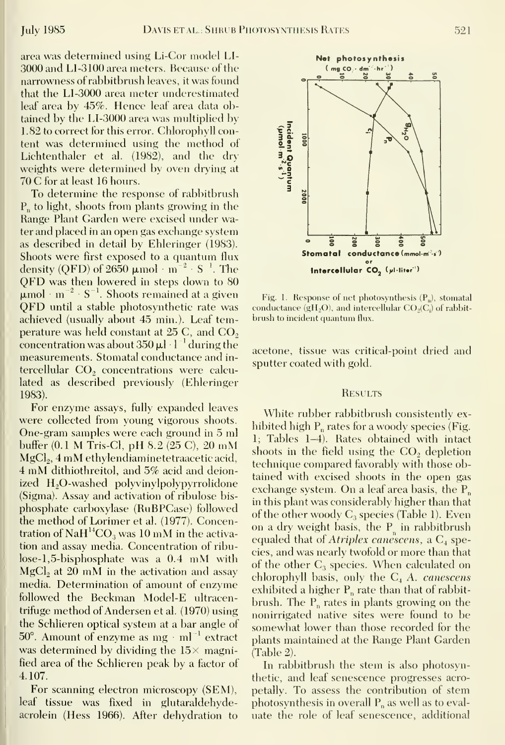area was determined using Li-Cor model LI-3000 and LI-3100 area meters. Because of the narrowness of rabbitbrush leaves, it was found that the LI-3000 area meter underestimated leaf area by 45%. Hence leaf area data obtained by the LI-3000 area was multiplied by 1.82 to correct for this error. Chlorophyll content was determined using the method of Lichtenthaler et al. (1982), and the dry weights were determined by oven drying at 70 C for at least 16 hours.

To determine the response of rabbitbrush $P_n$ to light, shoots from plants growing in the Range Plant Garden were excised under water and placed in an open gas exchange system as described in detail by Ehleringer (1983). Shoots were first exposed to a quantum flux density (QFD) of 2650 $\mu mol \cdot m^{-2} \cdot S^{-1}$. The QFD was then lowered in steps down to 80 $\mu mol \cdot m^{-2} \cdot S^{-1}$. Shoots remained at a given QFD until a stable photosynthetic rate was achieved (usually about 45 min.). Leaf temperature was held constant at 25 C, and $CO_2$ concentration was about 350 $\mu l \cdot l^{-1}$ during the measurements. Stomatal conductance and intercellular $CO_2$ concentrations were calculated as described previously (Ehleringer 1983).

For enzyme assays, fully expanded leaves were collected from young vigorous shoots. One-gram samples were each ground in 5 ml buffer (0.1 M Tris-Cl, pH 8.2 (25 C), 20 mM $MgCl_2$, 4 mM ethylendiaminetetraacetic acid, 4 mM dithiothreitol, and 5% acid and deionized $H_2O$-washed polyvinylpolypyrrolidone (Sigma). Assay and activation of ribulose bisphosphate carboxylase (RuBPCase) followed the method of Lorimer et al. (1977). Concentration of $NaH^{14}CO_3$ was 10 mM in the activation and assay media. Concentration of ribulose-1,5-bisphosphate was a 0.4 mM with $MgCl_2$ at 20 mM in the activation and assay media. Determination of amount of enzyme followed the Beckman Model-E ultracentrifuge method of Andersen et al. (1970) using the Schlieren optical system at a bar angle of 50°. Amount of enzyme as mg $\cdot$ $ml^{-1}$ extract was determined by dividing the 15× magnified area of the Schlieren peak by a factor of 4.107.

For scanning electron microscopy (SEM), leaf tissue was fixed in glutaraldehyde-acrolein (Hess 1966). After dehydration to acetone, tissue was critical-point dried and sputter coated with gold.

Fig. 1. Response of net photosynthesis ($P_n$), stomatal conductance ($gH_2O$), and intercellular $CO_2$($C_i$) of rabbitbrush to incident quantum flux.

## Results

White rubber rabbitbrush consistently exhibited high $P_n$ rates for a woody species (Fig. 1; Tables 1–4). Rates obtained with intact shoots in the field using the $CO_2$ depletion technique compared favorably with those obtained with excised shoots in the open gas exchange system. On a leaf area basis, the $P_n$ in this plant was considerably higher than that of the other woody $C_3$ species (Table 1). Even on a dry weight basis, the $P_n$ in rabbitbrush equaled that of *Atriplex canescens*, a $C_4$ species, and was nearly twofold or more than that of the other $C_3$ species. When calculated on chlorophyll basis, only the $C_4$ *A. canescens* exhibited a higher $P_n$ rate than that of rabbitbrush. The $P_n$ rates in plants growing on the nonirrigated native sites were found to be somewhat lower than those recorded for the plants maintained at the Range Plant Garden (Table 2).

In rabbitbrush the stem is also photosynthetic, and leaf senescence progresses acropetally. To assess the contribution of stem photosynthesis in overall $P_n$ as well as to evaluate the role of leaf senescence, additional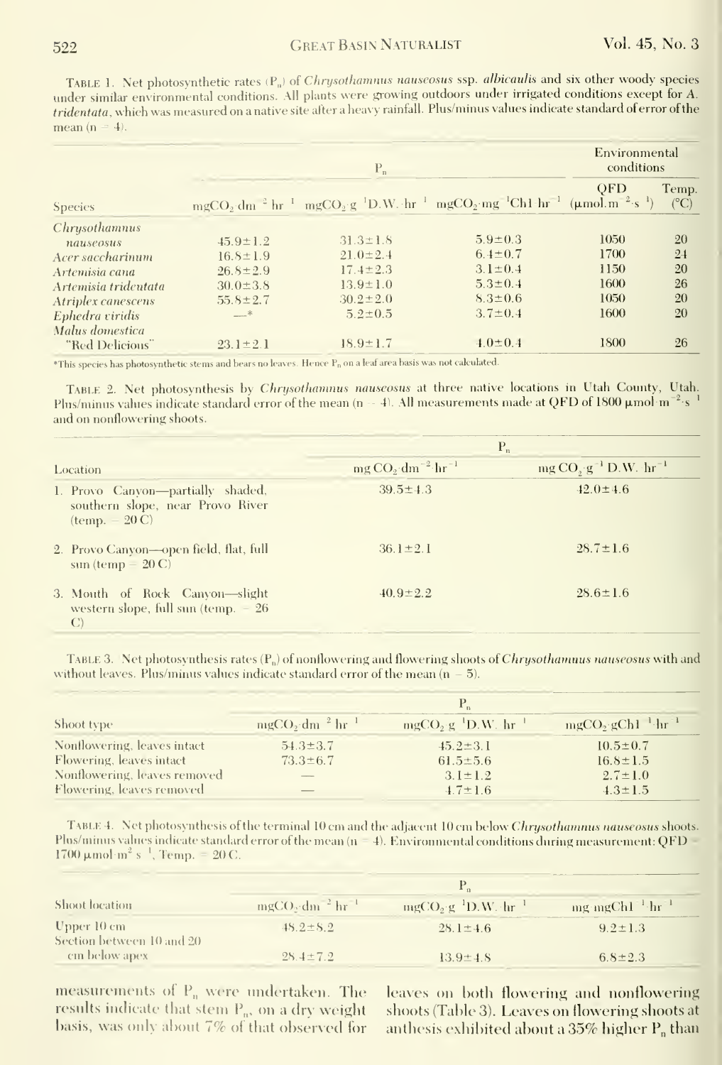Table 1. Net photosynthetic rates ($P_n$) of *Chrysothamnus nauseosus* ssp. *albicaulis* and six other woody species under similar environmental conditions. All plants were growing outdoors under irrigated conditions except for *A. tridentata*, which was measured on a native site after a heavy rainfall. Plus/minus values indicate standard of error of the mean (n = 4).

| Species | $P_n$ | | | Environmental conditions | |
|---|---|---|---|---|---|
| | $mgCO_2 \cdot dm^{-2} \cdot hr^{-1}$ | $mgCO_2 \cdot g^{-1} D.W. \cdot hr^{-1}$ | $mgCO_2 \cdot mg^{-1} Chl \cdot hr^{-1}$ | QFD ($\mu mol \cdot m^{-2} \cdot s^{-1}$) | Temp. (°C) |
| *Chrysothamnus nauseosus* | 45.9±1.2 | 31.3±1.8 | 5.9±0.3 | 1050 | 20 |
| *Acer saccharinum* | 16.8±1.9 | 21.0±2.4 | 6.4±0.7 | 1700 | 24 |
| *Artemisia cana* | 26.8±2.9 | 17.4±2.3 | 3.1±0.4 | 1150 | 20 |
| *Artemisia tridentata* | 30.0±3.8 | 13.9±1.0 | 5.3±0.4 | 1600 | 26 |
| *Atriplex canescens* | 55.8±2.7 | 30.2±2.0 | 8.3±0.6 | 1050 | 20 |
| *Ephedra viridis* | —* | 5.2±0.5 | 3.7±0.4 | 1600 | 20 |
| *Malus domestica* "Red Delicious" | 23.1±2.1 | 18.9±1.7 | 4.0±0.4 | 1800 | 26 |

*This species has photosynthetic stems and bears no leaves. Hence $P_n$ on a leaf area basis was not calculated.

Table 2. Net photosynthesis by *Chrysothamnus nauseosus* at three native locations in Utah County, Utah. Plus/minus values indicate standard error of the mean (n = 4). All measurements made at QFD of 1800 $\mu mol \cdot m^{-2} \cdot s^{-1}$ and on nonflowering shoots.

| Location | $P_n$ | |
|---|---|---|
| | $mg\ CO_2 \cdot dm^{-2}\ hr^{-1}$ | $mg\ CO_2 \cdot g^{-1}\ D.W.\ hr^{-1}$ |
| 1. Provo Canyon—partially shaded, southern slope, near Provo River (temp. = 20 C) | 39.5±4.3 | 42.0±4.6 |
| 2. Provo Canyon—open field, flat, full sun (temp = 20 C) | 36.1±2.1 | 28.7±1.6 |
| 3. Mouth of Rock Canyon—slight western slope, full sun (temp. = 26 C) | 40.9±2.2 | 28.6±1.6 |

Table 3. Net photosynthesis rates ($P_n$) of nonflowering and flowering shoots of *Chrysothamnus nauseosus* with and without leaves. Plus/minus values indicate standard error of the mean (n = 5).

| Shoot type | $P_n$ | | |
|---|---|---|---|
| | $mgCO_2 \cdot dm^{-2}\ hr^{-1}$ | $mgCO_2 \cdot g^{-1} D.W.\ hr^{-1}$ | $mgCO_2 \cdot gChl^{-1} \cdot hr^{-1}$ |
| Nonflowering, leaves intact | 54.3±3.7 | 45.2±3.1 | 10.5±0.7 |
| Flowering, leaves intact | 73.3±6.7 | 61.5±5.6 | 16.8±1.5 |
| Nonflowering, leaves removed | — | 3.1±1.2 | 2.7±1.0 |
| Flowering, leaves removed | — | 4.7±1.6 | 4.3±1.5 |

Table 4. Net photosynthesis of the terminal 10 cm and the adjacent 10 cm below *Chrysothamnus nauseosus* shoots. Plus/minus values indicate standard error of the mean (n = 4). Environmental conditions during measurement: QFD = 1700 $\mu mol \cdot m^{2}\ s^{-1}$, Temp. = 20 C.

| Shoot location | $P_n$ | | |
|---|---|---|---|
| | $mgCO_2 \cdot dm^{-2}\ hr^{-1}$ | $mgCO_2 \cdot g^{-1} D.W.\ hr^{-1}$ | $mg\ mgChl^{-1}\ hr^{-1}$ |
| Upper 10 cm | 48.2±8.2 | 28.1±4.6 | 9.2±1.3 |
| Section between 10 and 20 cm below apex | 28.4±7.2 | 13.9±4.8 | 6.8±2.3 |

measurements of $P_n$ were undertaken. The results indicate that stem $P_n$, on a dry weight basis, was only about 7% of that observed for leaves on both flowering and nonflowering shoots (Table 3). Leaves on flowering shoots at anthesis exhibited about a 35% higher $P_n$ than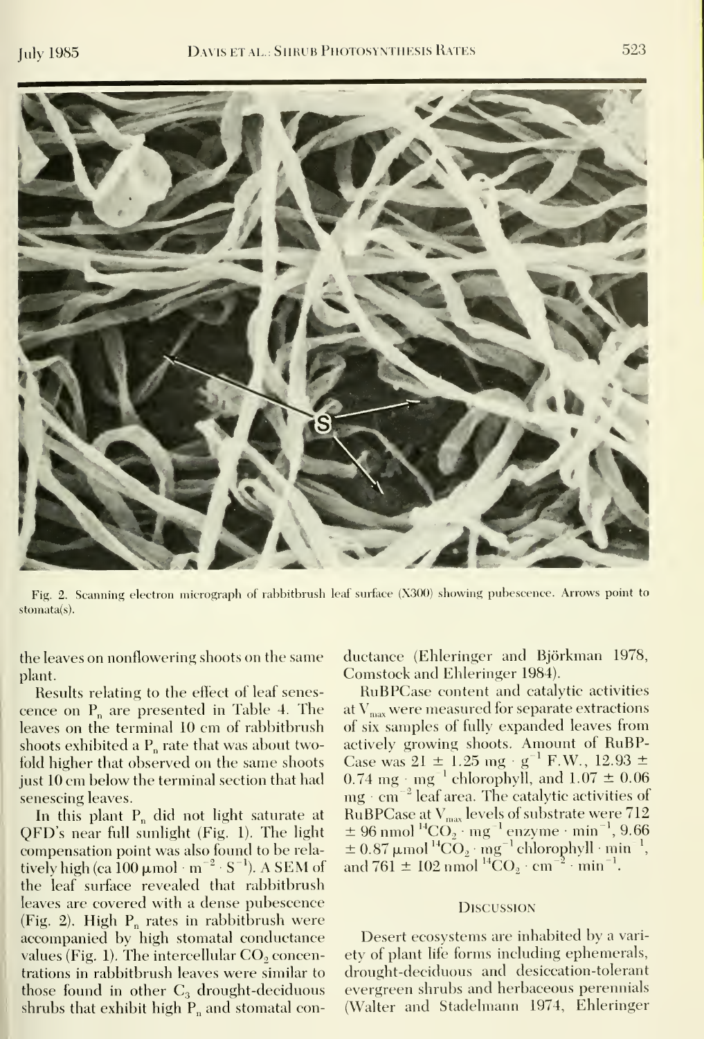Fig. 2. Scanning electron micrograph of rabbitbrush leaf surface (X300) showing pubescence. Arrows point to stomata(s).

the leaves on nonflowering shoots on the same plant.

Results relating to the effect of leaf senescence on $P_n$ are presented in Table 4. The leaves on the terminal 10 cm of rabbitbrush shoots exhibited a $P_n$ rate that was about twofold higher that observed on the same shoots just 10 cm below the terminal section that had senescing leaves.

In this plant $P_n$ did not light saturate at QFD's near full sunlight (Fig. 1). The light compensation point was also found to be relatively high (ca 100 $\mu mol \cdot m^{-2} \cdot S^{-1}$). A SEM of the leaf surface revealed that rabbitbrush leaves are covered with a dense pubescence (Fig. 2). High $P_n$ rates in rabbitbrush were accompanied by high stomatal conductance values (Fig. 1). The intercellular $CO_2$ concentrations in rabbitbrush leaves were similar to those found in other $C_3$ drought-deciduous shrubs that exhibit high $P_n$ and stomatal conductance (Ehleringer and Björkman 1978, Comstock and Ehleringer 1984).

RuBPCase content and catalytic activities at $V_{max}$ were measured for separate extractions of six samples of fully expanded leaves from actively growing shoots. Amount of RuBPCase was $21 \pm 1.25$ $mg \cdot g^{-1}$ F.W., $12.93 \pm 0.74$ $mg \cdot mg^{-1}$ chlorophyll, and $1.07 \pm 0.06$ $mg \cdot cm^{-2}$ leaf area. The catalytic activities of RuBPCase at $V_{max}$ levels of substrate were 712 $\pm$ 96 nmol $^{14}CO_2 \cdot mg^{-1}$ enzyme $\cdot$ $min^{-1}$, 9.66 $\pm$ 0.87 $\mu mol$ $^{14}CO_2 \cdot mg^{-1}$ chlorophyll $\cdot$ $min^{-1}$, and 761 $\pm$ 102 nmol $^{14}CO_2 \cdot cm^{-2} \cdot min^{-1}$.

## Discussion

Desert ecosystems are inhabited by a variety of plant life forms including ephemerals, drought-deciduous and desiccation-tolerant evergreen shrubs and herbaceous perennials (Walter and Stadelmann 1974, Ehleringer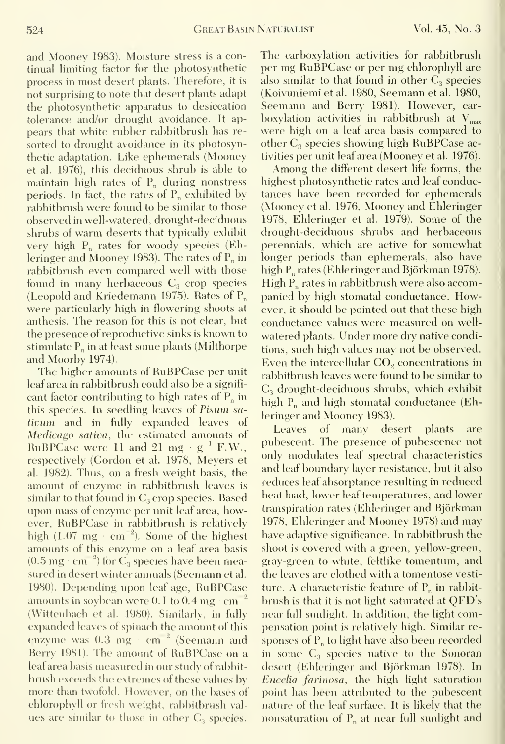and Mooney 1983). Moisture stress is a continual limiting factor for the photosynthetic process in most desert plants. Therefore, it is not surprising to note that desert plants adapt the photosynthetic apparatus to desiccation tolerance and/or drought avoidance. It appears that white rubber rabbitbrush has resorted to drought avoidance in its photosynthetic adaptation. Like ephemerals (Mooney et al. 1976), this deciduous shrub is able to maintain high rates of $P_n$ during nonstress periods. In fact, the rates of $P_n$ exhibited by rabbitbrush were found to be similar to those observed in well-watered, drought-deciduous shrubs of warm deserts that typically exhibit very high $P_n$ rates for woody species (Ehleringer and Mooney 1983). The rates of $P_n$ in rabbitbrush even compared well with those found in many herbaceous $C_3$ crop species (Leopold and Kriedemann 1975). Rates of $P_n$ were particularly high in flowering shoots at anthesis. The reason for this is not clear, but the presence of reproductive sinks is known to stimulate $P_n$ in at least some plants (Milthorpe and Moorby 1974).

The higher amounts of RuBPCase per unit leaf area in rabbitbrush could also be a significant factor contributing to high rates of $P_n$ in this species. In seedling leaves of *Pisum sativum* and in fully expanded leaves of *Medicago sativa*, the estimated amounts of RuBPCase were 11 and 21 $mg \cdot g^{-1}$ F.W., respectively (Gordon et al. 1978, Meyers et al. 1982). Thus, on a fresh weight basis, the amount of enzyme in rabbitbrush leaves is similar to that found in $C_3$ crop species. Based upon mass of enzyme per unit leaf area, however, RuBPCase in rabbitbrush is relatively high (1.07 $mg \cdot cm^{-2}$). Some of the highest amounts of this enzyme on a leaf area basis (0.5 $mg \cdot cm^{-2}$) for $C_3$ species have been measured in desert winter annuals (Seemann et al. 1980). Depending upon leaf age, RuBPCase amounts in soybean were 0.1 to 0.4 $mg \cdot cm^{-2}$ (Wittenbach et al. 1980). Similarly, in fully expanded leaves of spinach the amount of this enzyme was 0.3 $mg \cdot cm^{-2}$ (Seemann and Berry 1981). The amount of RuBPCase on a leaf area basis measured in our study of rabbitbrush exceeds the extremes of these values by more than twofold. However, on the bases of chlorophyll or fresh weight, rabbitbrush values are similar to those in other $C_3$ species. The carboxylation activities for rabbitbrush per mg RuBPCase or per mg chlorophyll are also similar to that found in other $C_3$ species (Koivuniemi et al. 1980, Seemann et al. 1980, Seemann and Berry 1981). However, carboxylation activities in rabbitbrush at $V_{max}$ were high on a leaf area basis compared to other $C_3$ species showing high RuBPCase activities per unit leaf area (Mooney et al. 1976).

Among the different desert life forms, the highest photosynthetic rates and leaf conductances have been recorded for ephemerals (Mooney et al. 1976, Mooney and Ehleringer 1978, Ehleringer et al. 1979). Some of the drought-deciduous shrubs and herbaceous perennials, which are active for somewhat longer periods than ephemerals, also have high $P_n$ rates (Ehleringer and Björkman 1978). High $P_n$ rates in rabbitbrush were also accompanied by high stomatal conductance. However, it should be pointed out that these high conductance values were measured on well-watered plants. Under more dry native conditions, such high values may not be observed. Even the intercellular $CO_2$ concentrations in rabbitbrush leaves were found to be similar to $C_3$ drought-deciduous shrubs, which exhibit high $P_n$ and high stomatal conductance (Ehleringer and Mooney 1983).

Leaves of many desert plants are pubescent. The presence of pubescence not only modulates leaf spectral characteristics and leaf boundary layer resistance, but it also reduces leaf absorptance resulting in reduced heat load, lower leaf temperatures, and lower transpiration rates (Ehleringer and Björkman 1978, Ehleringer and Mooney 1978) and may have adaptive significance. In rabbitbrush the shoot is covered with a green, yellow-green, gray-green to white, feltlike tomentum, and the leaves are clothed with a tomentose vestiture. A characteristic feature of $P_n$ in rabbitbrush is that it is not light saturated at QFD's near full sunlight. In addition, the light compensation point is relatively high. Similar responses of $P_n$ to light have also been recorded in some $C_3$ species native to the Sonoran desert (Ehleringer and Björkman 1978). In *Encelia farinosa*, the high light saturation point has been attributed to the pubescent nature of the leaf surface. It is likely that the nonsaturation of $P_n$ at near full sunlight and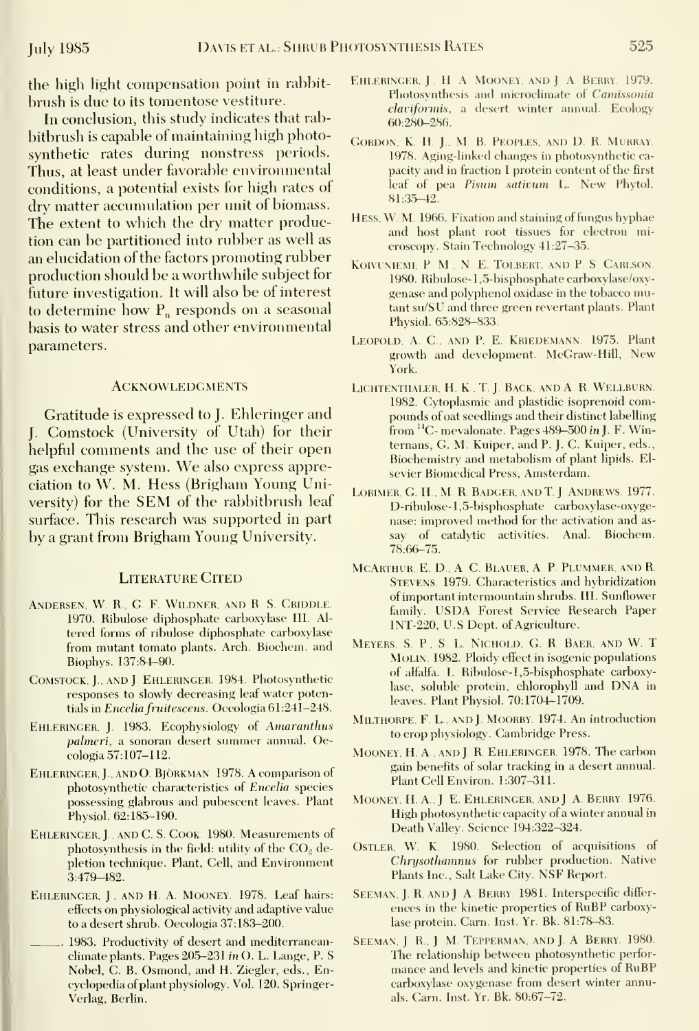the high light compensation point in rabbitbrush is due to its tomentose vestiture.

In conclusion, this study indicates that rabbitbrush is capable of maintaining high photosynthetic rates during nonstress periods. Thus, at least under favorable environmental conditions, a potential exists for high rates of dry matter accumulation per unit of biomass. The extent to which the dry matter production can be partitioned into rubber as well as an elucidation of the factors promoting rubber production should be a worthwhile subject for future investigation. It will also be of interest to determine how $P_n$ responds on a seasonal basis to water stress and other environmental parameters.

## Acknowledgments

Gratitude is expressed to J. Ehleringer and J. Comstock (University of Utah) for their helpful comments and the use of their open gas exchange system. We also express appreciation to W. M. Hess (Brigham Young University) for the SEM of the rabbitbrush leaf surface. This research was supported in part by a grant from Brigham Young University.

## Literature Cited

Andersen, W. R., G. F. Wildner, and R. S. Criddle. 1970. Ribulose diphosphate carboxylase III. Altered forms of ribulose diphosphate carboxylase from mutant tomato plants. Arch. Biochem. and Biophys. 137:84–90.

Comstock, J., and J. Ehleringer. 1984. Photosynthetic responses to slowly decreasing leaf water potentials in *Encelia fruitescens*. Oecologia 61:241–248.

Ehleringer, J. 1983. Ecophysiology of *Amaranthus palmeri*, a sonoran desert summer annual. Oecologia 57:107–112.

Ehleringer, J., and O. Björkman. 1978. A comparison of photosynthetic characteristics of *Encelia* species possessing glabrous and pubescent leaves. Plant Physiol. 62:185–190.

Ehleringer, J., and C. S. Cook. 1980. Measurements of photosynthesis in the field: utility of the $CO_2$ depletion technique. Plant, Cell, and Environment 3:479–482.

Ehleringer, J., and H. A. Mooney. 1978. Leaf hairs: effects on physiological activity and adaptive value to a desert shrub. Oecologia 37:183–200.

———. 1983. Productivity of desert and mediterranean-climate plants. Pages 205–231 *in* O. L. Lange, P. S Nobel, C. B. Osmond, and H. Ziegler, eds., Encyclopedia of plant physiology. Vol. 120. Springer-Verlag, Berlin.

Ehleringer, J. H. A. Mooney, and J. A. Berry. 1979. Photosynthesis and microclimate of *Camissonia claviformis*, a desert winter annual. Ecology 60:280–286.

Gordon, K. H. J., M. B. Peoples, and D. R. Murray. 1978. Aging-linked changes in photosynthetic capacity and in fraction I protein content of the first leaf of pea *Pisum sativum* L. New Phytol. 81:35–42.

Hess, W. M. 1966. Fixation and staining of fungus hyphae and host plant root tissues for electron microscopy. Stain Technology 41:27–35.

Koivuniemi, P. M., N. E. Tolbert, and P. S. Carlson. 1980. Ribulose-1,5-bisphosphate carboxylase/oxygenase and polyphenol oxidase in the tobacco mutant su/SU and three green revertant plants. Plant Physiol. 65:828–833.

Leopold, A. C., and P. E. Kriedemann. 1975. Plant growth and development. McGraw-Hill, New York.

Lichtenthaler, H. K., T. J. Back, and A. R. Wellburn. 1982. Cytoplasmic and plastidic isoprenoid compounds of oat seedlings and their distinct labelling from $^{14}C$-mevalonate. Pages 489–500 *in* J. F. Wintermans, G. M. Kuiper, and P. J. C. Kuiper, eds., Biochemistry and metabolism of plant lipids. Elsevier Biomedical Press, Amsterdam.

Lorimer, G. H., M. R. Badger, and T. J. Andrews. 1977. D-ribulose-1,5-bisphosphate carboxylase-oxygenase: improved method for the activation and assay of catalytic activities. Anal. Biochem. 78:66–75.

McArthur, E. D., A. C. Blauer, A. P. Plummer, and R. Stevens. 1979. Characteristics and hybridization of important intermountain shrubs. III. Sunflower family. USDA Forest Service Research Paper INT-220, U.S Dept. of Agriculture.

Meyers, S. P., S. L. Nichold, G. R. Baer, and W. T. Molin. 1982. Ploidy effect in isogenic populations of alfalfa. I. Ribulose-1,5-bisphosphate carboxylase, soluble protein, chlorophyll and DNA in leaves. Plant Physiol. 70:1704–1709.

Milthorpe, F. L., and J. Moorby. 1974. An introduction to crop physiology. Cambridge Press.

Mooney, H. A., and J. R. Ehleringer. 1978. The carbon gain benefits of solar tracking in a desert annual. Plant Cell Environ. 1:307–311.

Mooney, H. A., J. E. Ehleringer, and J. A. Berry. 1976. High photosynthetic capacity of a winter annual in Death Valley. Science 194:322–324.

Ostler, W. K. 1980. Selection of acquisitions of *Chrysothamnus* for rubber production. Native Plants Inc., Salt Lake City. NSF Report.

Seeman, J. R., and J. A. Berry. 1981. Interspecific differences in the kinetic properties of RuBP carboxylase protein. Carn. Inst. Yr. Bk. 81:78–83.

Seeman, J. R., J. M. Tepperman, and J. A. Berry. 1980. The relationship between photosynthetic performance and levels and kinetic properties of RuBP carboxylase oxygenase from desert winter annuals. Carn. Inst. Yr. Bk. 80:67–72.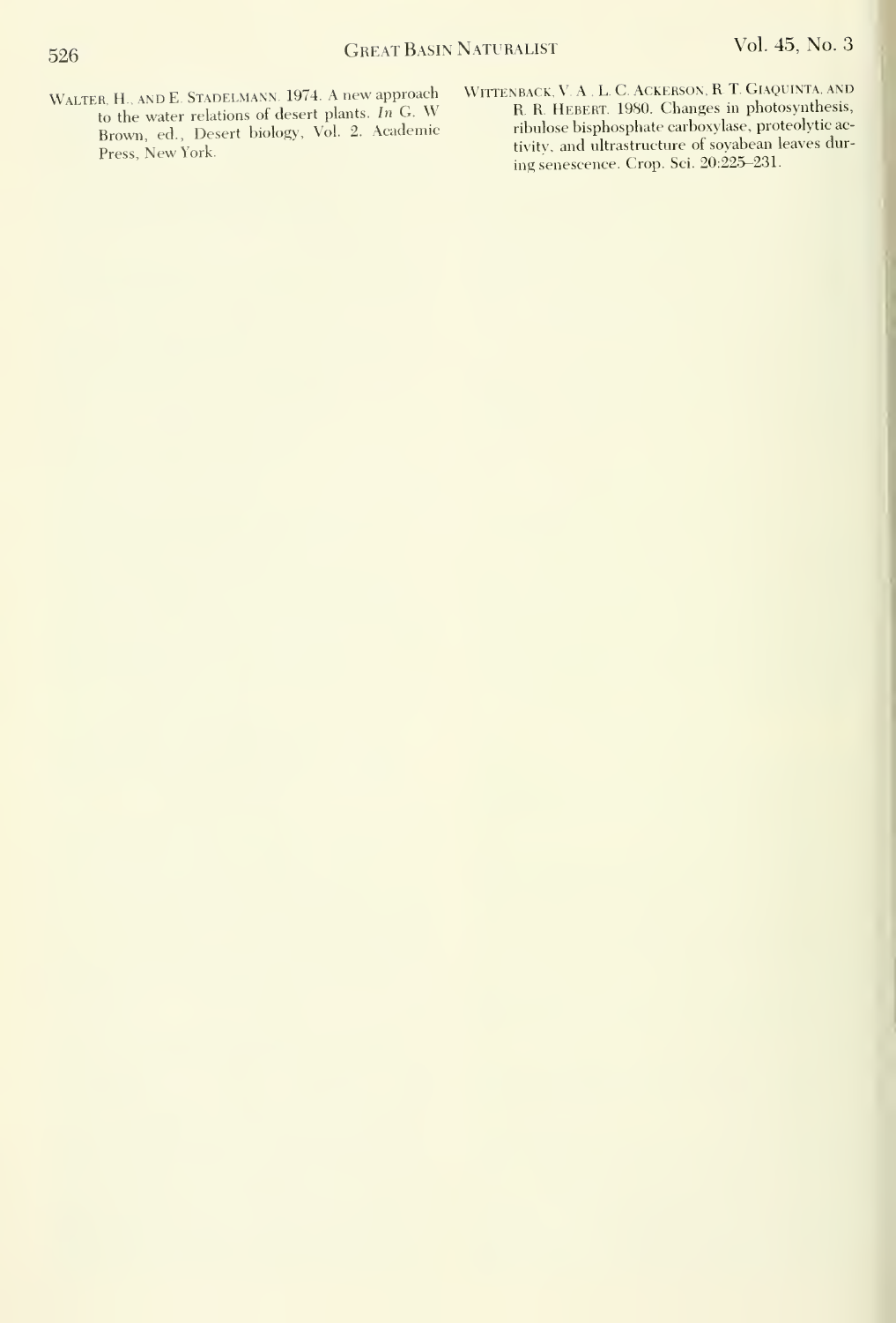Walter, H., and E. Stadelmann. 1974. A new approach to the water relations of desert plants. *In* G. W Brown, ed., Desert biology, Vol. 2. Academic Press, New York.

Wittenback, V. A., L. C. Ackerson, R. T. Giaquinta, and R. R. Hebert. 1980. Changes in photosynthesis, ribulose bisphosphate carboxylase, proteolytic activity, and ultrastructure of soyabean leaves during senescence. Crop. Sci. 20:225–231.